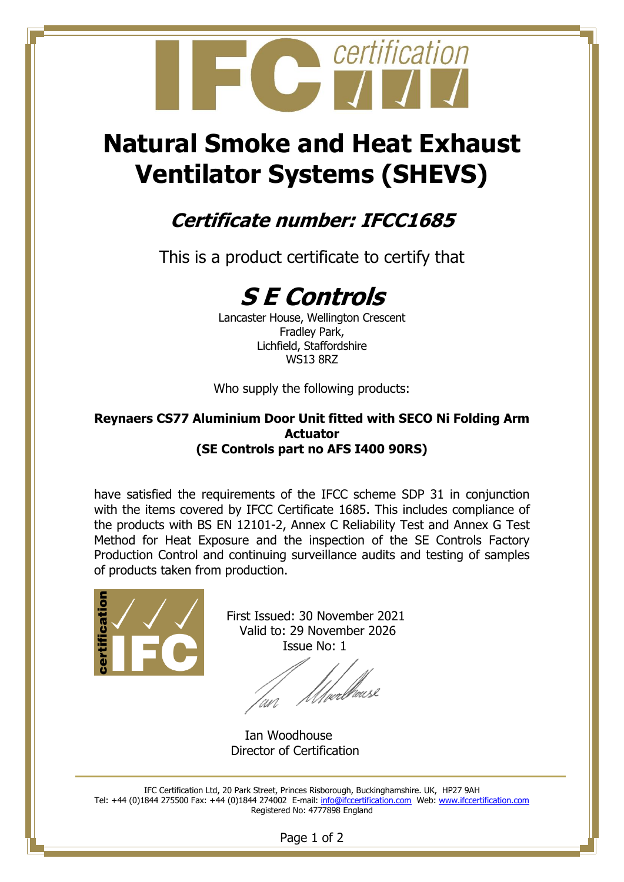# Natural Smoke and Heat Exhaust Ventilator Systems (SHEVS)

## *Certificate number: IFCC1685*

This is a product certificate to certify that

# *S E Controls*

Lancaster House, Wellington Crescent
Fradley Park,
Lichfield, Staffordshire
WS13 8RZ

Who supply the following products:

**Reynaers CS77 Aluminium Door Unit fitted with SECO Ni Folding Arm Actuator**
**(SE Controls part no AFS I400 90RS)**

have satisfied the requirements of the IFCC scheme SDP 31 in conjunction with the items covered by IFCC Certificate 1685. This includes compliance of the products with BS EN 12101-2, Annex C Reliability Test and Annex G Test Method for Heat Exposure and the inspection of the SE Controls Factory Production Control and continuing surveillance audits and testing of samples of products taken from production.

First Issued: 30 November 2021
Valid to: 29 November 2026
Issue No: 1

Ian Woodhouse
Director of Certification

IFC Certification Ltd, 20 Park Street, Princes Risborough, Buckinghamshire. UK, HP27 9AH
Tel: +44 (0)1844 275500 Fax: +44 (0)1844 274002 E-mail: info@ifccertification.com Web: www.ifccertification.com
Registered No: 4777898 England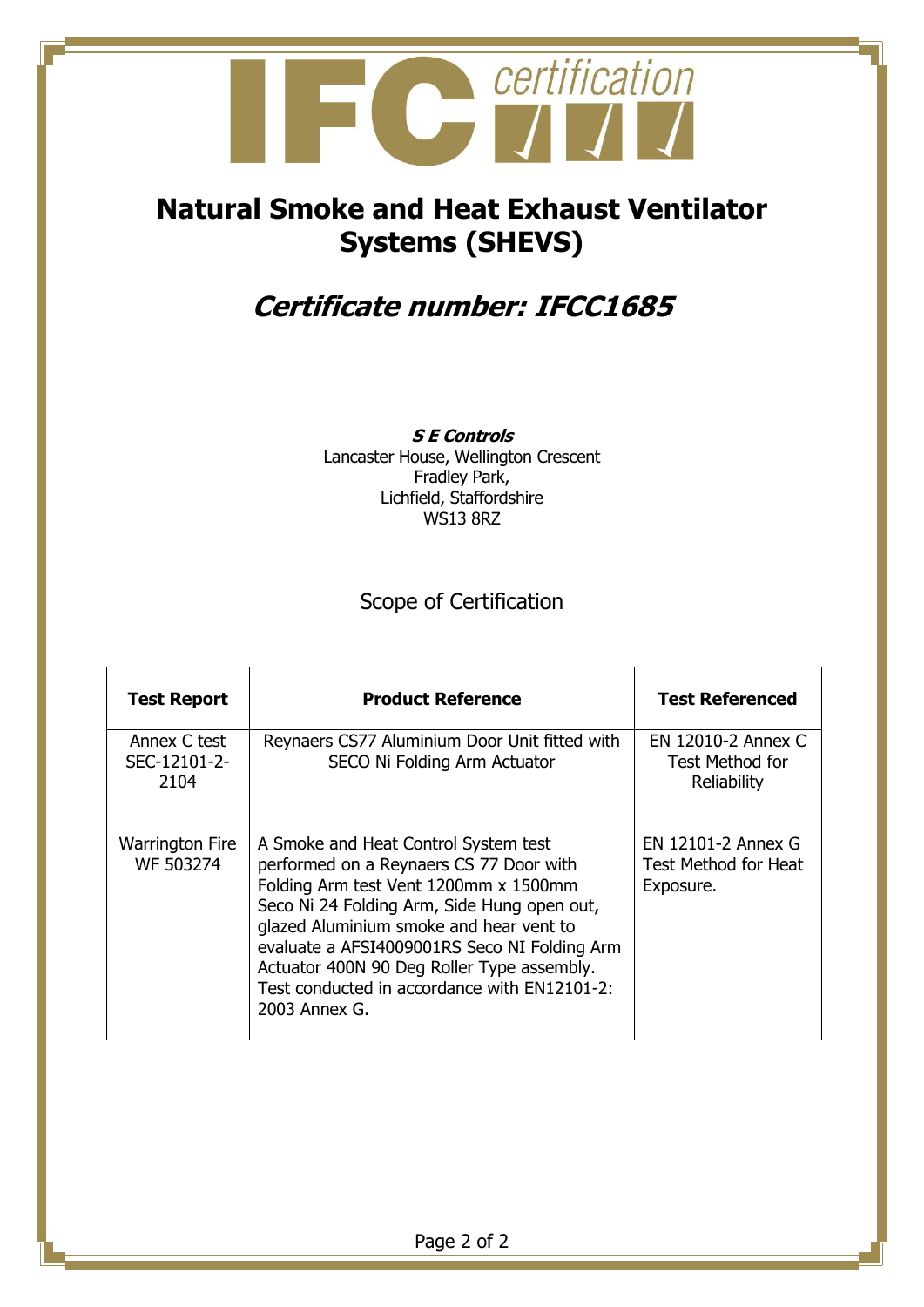# Natural Smoke and Heat Exhaust Ventilator Systems (SHEVS)

## *Certificate number: IFCC1685*

***S E Controls***
Lancaster House, Wellington Crescent
Fradley Park,
Lichfield, Staffordshire
WS13 8RZ

Scope of Certification

| Test Report | Product Reference | Test Referenced |
|---|---|---|
| Annex C test SEC-12101-2-2104 | Reynaers CS77 Aluminium Door Unit fitted with SECO Ni Folding Arm Actuator | EN 12010-2 Annex C Test Method for Reliability |
| Warrington Fire WF 503274 | A Smoke and Heat Control System test performed on a Reynaers CS 77 Door with Folding Arm test Vent 1200mm x 1500mm Seco Ni 24 Folding Arm, Side Hung open out, glazed Aluminium smoke and hear vent to evaluate a AFSI4009001RS Seco NI Folding Arm Actuator 400N 90 Deg Roller Type assembly. Test conducted in accordance with EN12101-2: 2003 Annex G. | EN 12101-2 Annex G Test Method for Heat Exposure. |